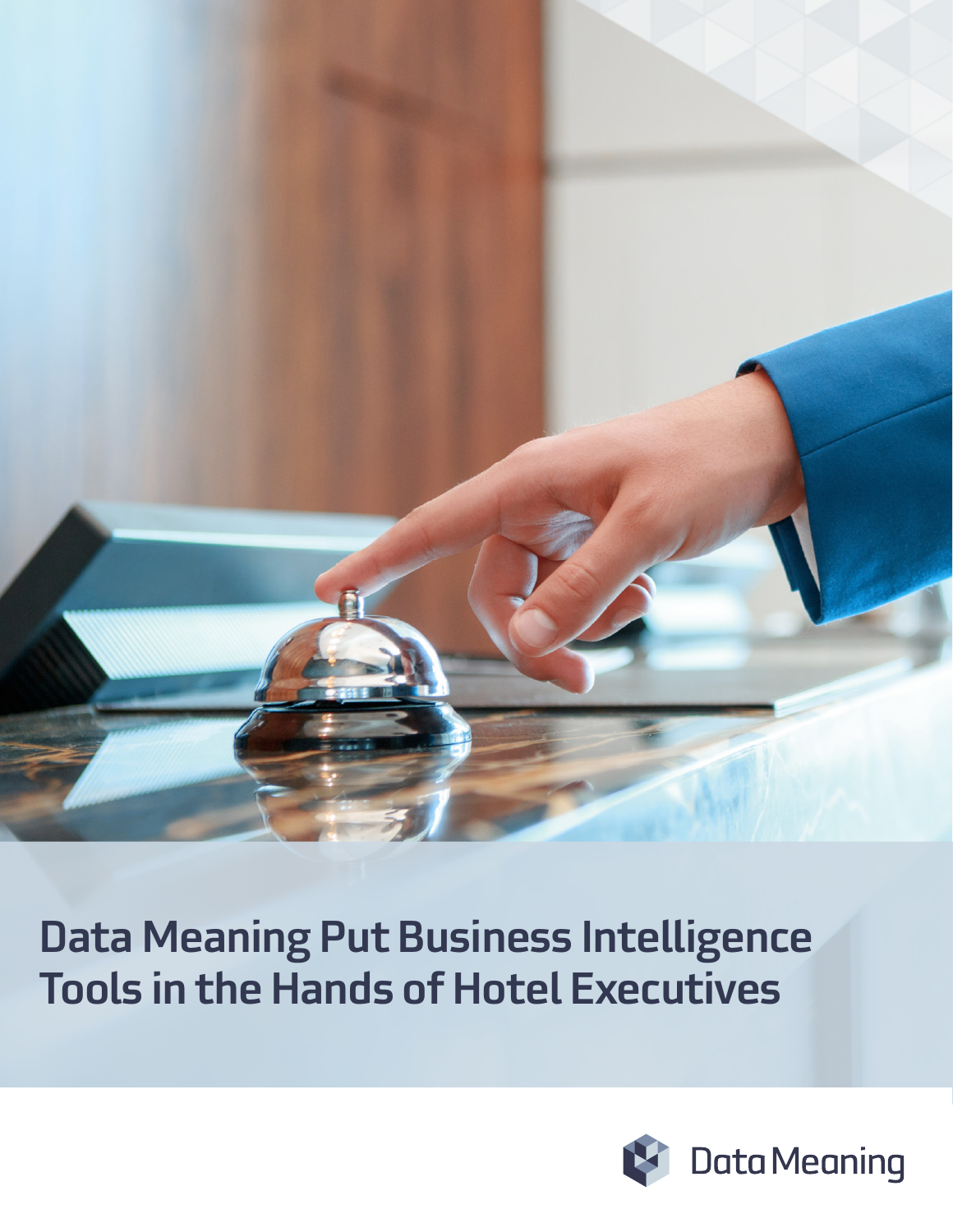# Data Meaning Put Business Intelligence Tools in the Hands of Hotel Executives

Data Meaning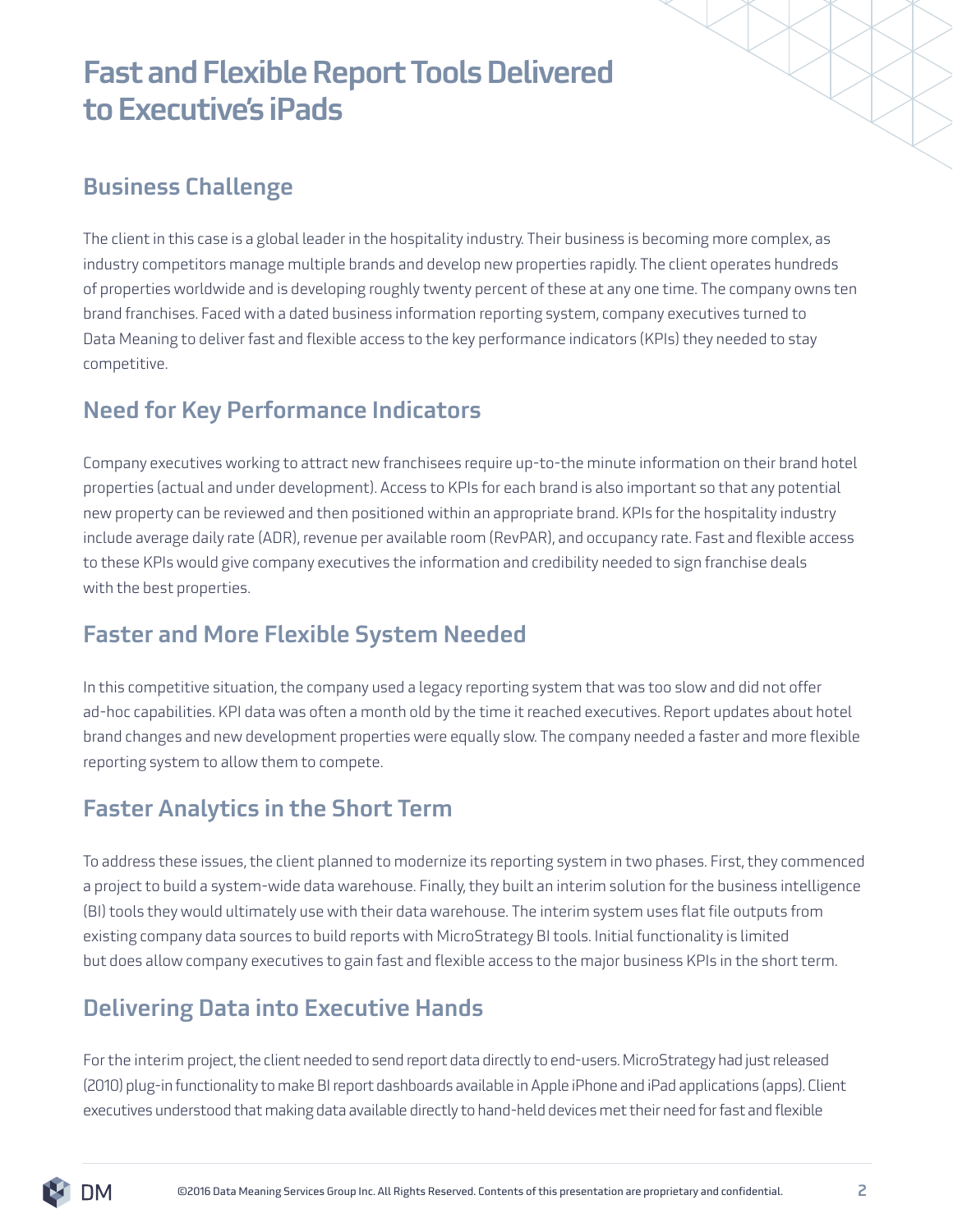# Fast and Flexible Report Tools Delivered to Executive's iPads

## Business Challenge

The client in this case is a global leader in the hospitality industry. Their business is becoming more complex, as industry competitors manage multiple brands and develop new properties rapidly. The client operates hundreds of properties worldwide and is developing roughly twenty percent of these at any one time. The company owns ten brand franchises. Faced with a dated business information reporting system, company executives turned to Data Meaning to deliver fast and flexible access to the key performance indicators (KPIs) they needed to stay competitive.

## Need for Key Performance Indicators

Company executives working to attract new franchisees require up-to-the minute information on their brand hotel properties (actual and under development). Access to KPIs for each brand is also important so that any potential new property can be reviewed and then positioned within an appropriate brand. KPIs for the hospitality industry include average daily rate (ADR), revenue per available room (RevPAR), and occupancy rate. Fast and flexible access to these KPIs would give company executives the information and credibility needed to sign franchise deals with the best properties.

## Faster and More Flexible System Needed

In this competitive situation, the company used a legacy reporting system that was too slow and did not offer ad-hoc capabilities. KPI data was often a month old by the time it reached executives. Report updates about hotel brand changes and new development properties were equally slow. The company needed a faster and more flexible reporting system to allow them to compete.

## Faster Analytics in the Short Term

To address these issues, the client planned to modernize its reporting system in two phases. First, they commenced a project to build a system-wide data warehouse. Finally, they built an interim solution for the business intelligence (BI) tools they would ultimately use with their data warehouse. The interim system uses flat file outputs from existing company data sources to build reports with MicroStrategy BI tools. Initial functionality is limited but does allow company executives to gain fast and flexible access to the major business KPIs in the short term.

## Delivering Data into Executive Hands

For the interim project, the client needed to send report data directly to end-users. MicroStrategy had just released (2010) plug-in functionality to make BI report dashboards available in Apple iPhone and iPad applications (apps). Client executives understood that making data available directly to hand-held devices met their need for fast and flexible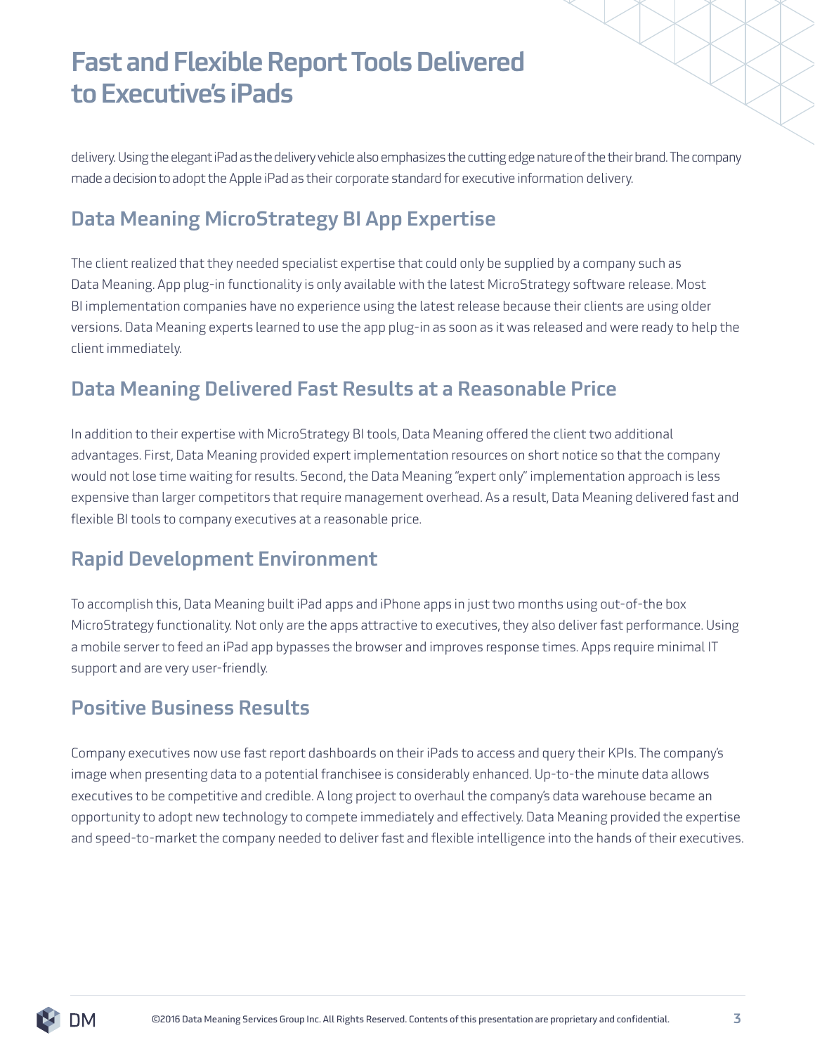delivery. Using the elegant iPad as the delivery vehicle also emphasizes the cutting edge nature of the their brand. The company made a decision to adopt the Apple iPad as their corporate standard for executive information delivery.

## Data Meaning MicroStrategy BI App Expertise

The client realized that they needed specialist expertise that could only be supplied by a company such as Data Meaning. App plug-in functionality is only available with the latest MicroStrategy software release. Most BI implementation companies have no experience using the latest release because their clients are using older versions. Data Meaning experts learned to use the app plug-in as soon as it was released and were ready to help the client immediately.

## Data Meaning Delivered Fast Results at a Reasonable Price

In addition to their expertise with MicroStrategy BI tools, Data Meaning offered the client two additional advantages. First, Data Meaning provided expert implementation resources on short notice so that the company would not lose time waiting for results. Second, the Data Meaning "expert only" implementation approach is less expensive than larger competitors that require management overhead. As a result, Data Meaning delivered fast and flexible BI tools to company executives at a reasonable price.

## Rapid Development Environment

To accomplish this, Data Meaning built iPad apps and iPhone apps in just two months using out-of-the box MicroStrategy functionality. Not only are the apps attractive to executives, they also deliver fast performance. Using a mobile server to feed an iPad app bypasses the browser and improves response times. Apps require minimal IT support and are very user-friendly.

## Positive Business Results

Company executives now use fast report dashboards on their iPads to access and query their KPIs. The company's image when presenting data to a potential franchisee is considerably enhanced. Up-to-the minute data allows executives to be competitive and credible. A long project to overhaul the company's data warehouse became an opportunity to adopt new technology to compete immediately and effectively. Data Meaning provided the expertise and speed-to-market the company needed to deliver fast and flexible intelligence into the hands of their executives.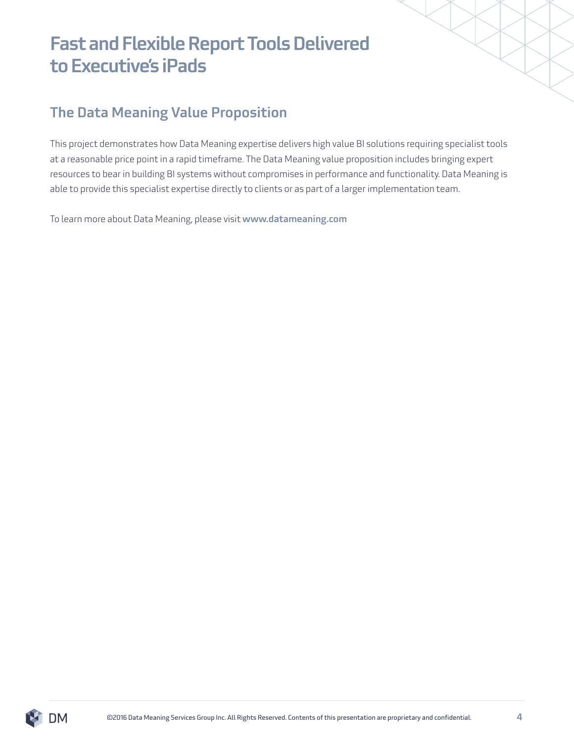# Fast and Flexible Report Tools Delivered to Executive's iPads

## The Data Meaning Value Proposition

This project demonstrates how Data Meaning expertise delivers high value BI solutions requiring specialist tools at a reasonable price point in a rapid timeframe. The Data Meaning value proposition includes bringing expert resources to bear in building BI systems without compromises in performance and functionality. Data Meaning is able to provide this specialist expertise directly to clients or as part of a larger implementation team.

To learn more about Data Meaning, please visit **www.datameaning.com**